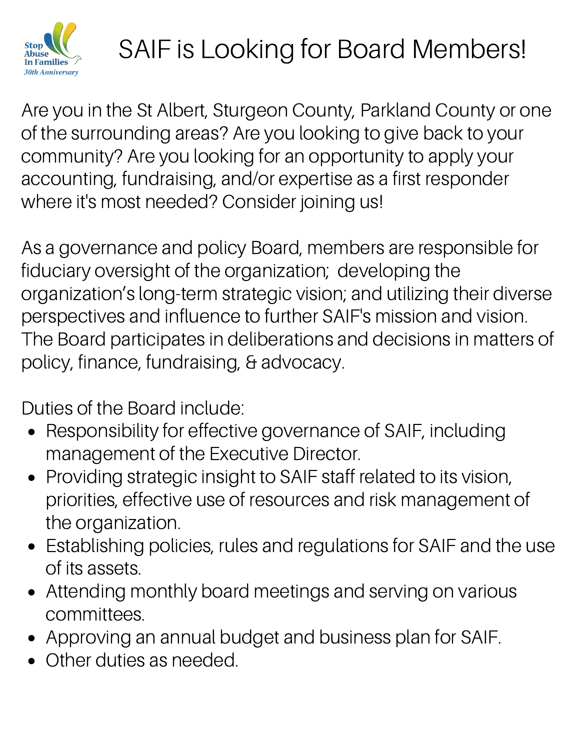Stop Abuse In Families
*30th Anniversary*

# SAIF is Looking for Board Members!

Are you in the St Albert, Sturgeon County, Parkland County or one of the surrounding areas? Are you looking to give back to your community? Are you looking for an opportunity to apply your accounting, fundraising, and/or expertise as a first responder where it's most needed? Consider joining us!

As a governance and policy Board, members are responsible for fiduciary oversight of the organization;  developing the organization's long-term strategic vision; and utilizing their diverse perspectives and influence to further SAIF's mission and vision. The Board participates in deliberations and decisions in matters of policy, finance, fundraising, & advocacy.

Duties of the Board include:

- Responsibility for effective governance of SAIF, including management of the Executive Director.
- Providing strategic insight to SAIF staff related to its vision, priorities, effective use of resources and risk management of the organization.
- Establishing policies, rules and regulations for SAIF and the use of its assets.
- Attending monthly board meetings and serving on various committees.
- Approving an annual budget and business plan for SAIF.
- Other duties as needed.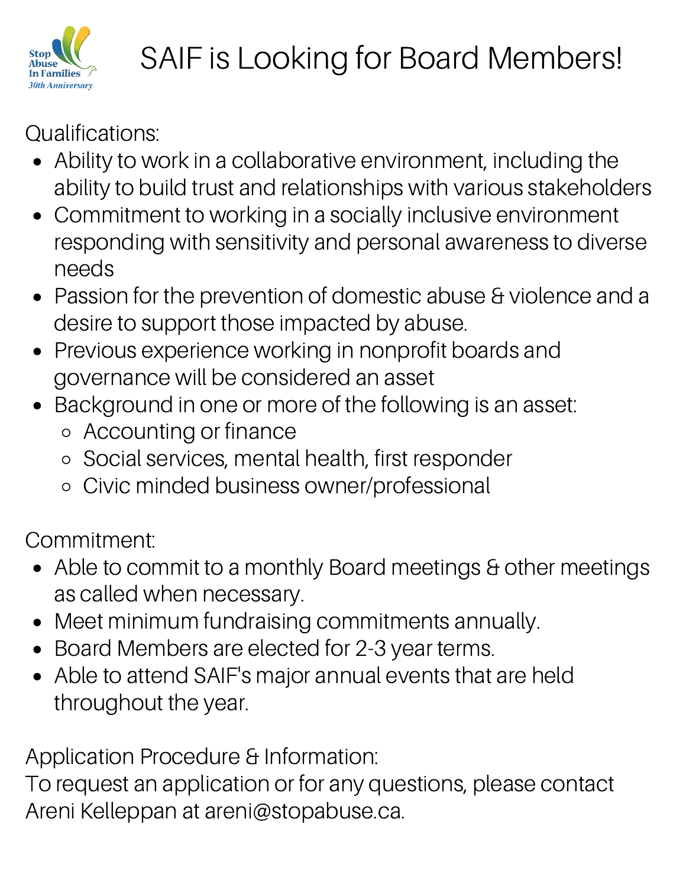# SAIF is Looking for Board Members!

Qualifications:

- Ability to work in a collaborative environment, including the ability to build trust and relationships with various stakeholders
- Commitment to working in a socially inclusive environment responding with sensitivity and personal awareness to diverse needs
- Passion for the prevention of domestic abuse & violence and a desire to support those impacted by abuse.
- Previous experience working in nonprofit boards and governance will be considered an asset
- Background in one or more of the following is an asset:
  - Accounting or finance
  - Social services, mental health, first responder
  - Civic minded business owner/professional

Commitment:

- Able to commit to a monthly Board meetings & other meetings as called when necessary.
- Meet minimum fundraising commitments annually.
- Board Members are elected for 2-3 year terms.
- Able to attend SAIF's major annual events that are held throughout the year.

Application Procedure & Information:

To request an application or for any questions, please contact Areni Kelleppan at areni@stopabuse.ca.